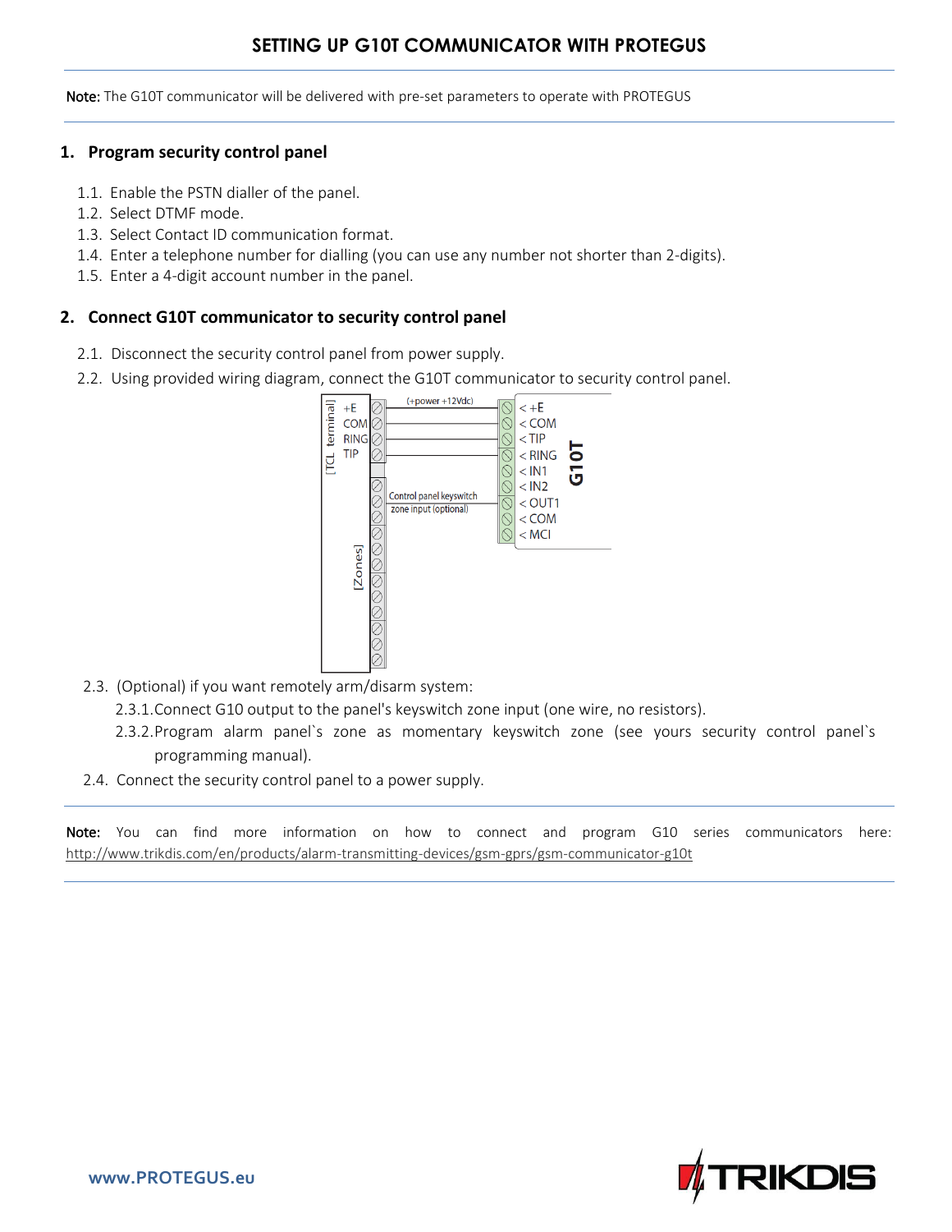# SETTING UP G10T COMMUNICATOR WITH PROTEGUS

**Note:** The G10T communicator will be delivered with pre-set parameters to operate with PROTEGUS

## 1. Program security control panel

1.1. Enable the PSTN dialler of the panel.
1.2. Select DTMF mode.
1.3. Select Contact ID communication format.
1.4. Enter a telephone number for dialling (you can use any number not shorter than 2-digits).
1.5. Enter a 4-digit account number in the panel.

## 2. Connect G10T communicator to security control panel

2.1. Disconnect the security control panel from power supply.
2.2. Using provided wiring diagram, connect the G10T communicator to security control panel.

2.3. (Optional) if you want remotely arm/disarm system:
  2.3.1. Connect G10 output to the panel's keyswitch zone input (one wire, no resistors).
  2.3.2. Program alarm panel`s zone as momentary keyswitch zone (see yours security control panel`s programming manual).
2.4. Connect the security control panel to a power supply.

**Note:** You can find more information on how to connect and program G10 series communicators here: http://www.trikdis.com/en/products/alarm-transmitting-devices/gsm-gprs/gsm-communicator-g10t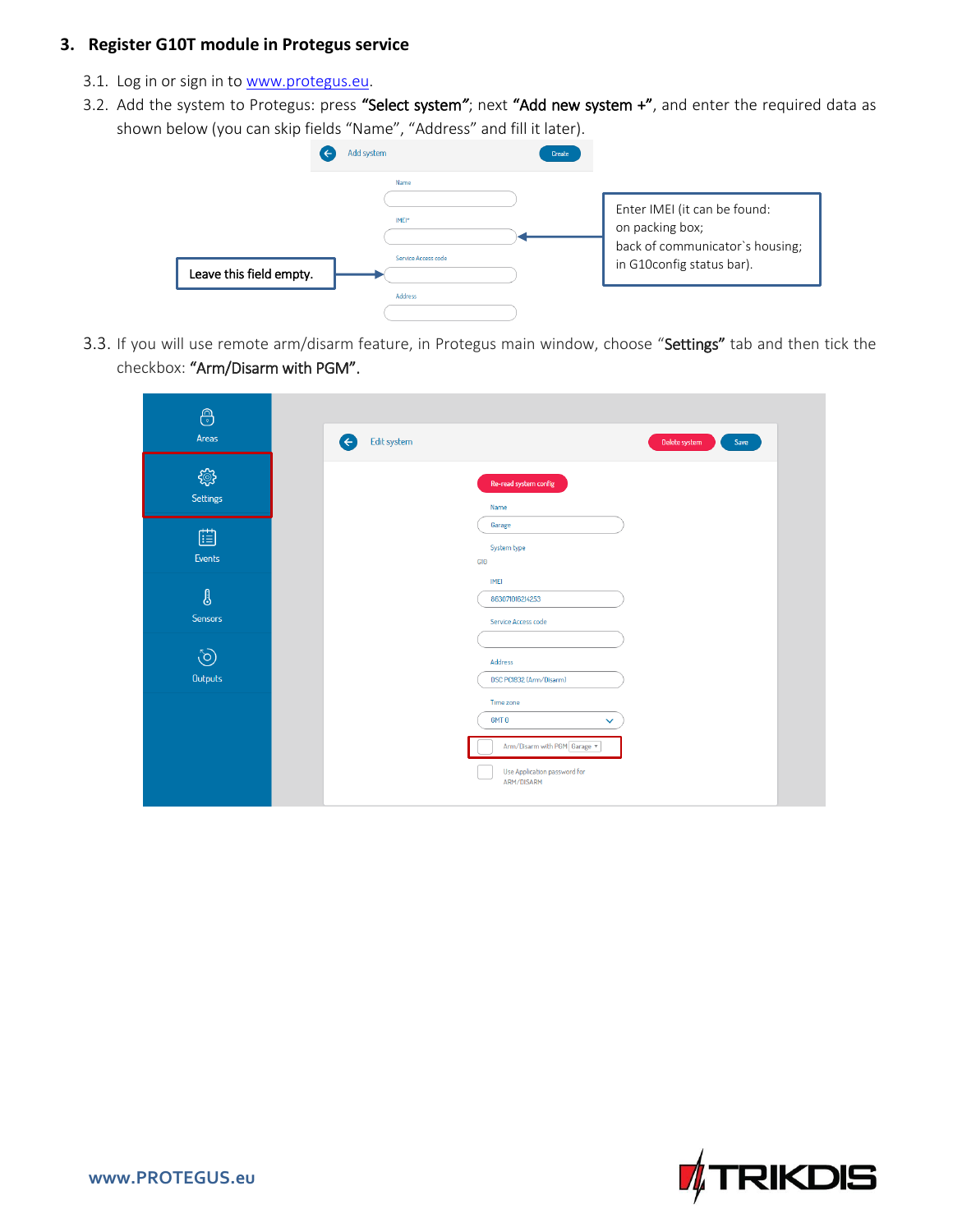## 3. Register G10T module in Protegus service

3.1. Log in or sign in to www.protegus.eu.

3.2. Add the system to Protegus: press **"Select system"**; next **"Add new system +"**, and enter the required data as shown below (you can skip fields "Name", "Address" and fill it later).

Add system

Create

Name

IMEI*

Service Access code

Address

Leave this field empty.

Enter IMEI (it can be found:
on packing box;
back of communicator`s housing;
in G10config status bar).

3.3. If you will use remote arm/disarm feature, in Protegus main window, choose "**Settings"** tab and then tick the checkbox: **"Arm/Disarm with PGM"**.

Areas

Settings

Events

Sensors

Outputs

Edit system

Delete system

Save

Re-read system config

Name

Garage

System type

G10

IMEI

863071016214253

Service Access code

Address

DSC PC1832 (Arm/Disarm)

Time zone

GMT 0

Arm/Disarm with PGM Garage

Use Application password for ARM/DISARM